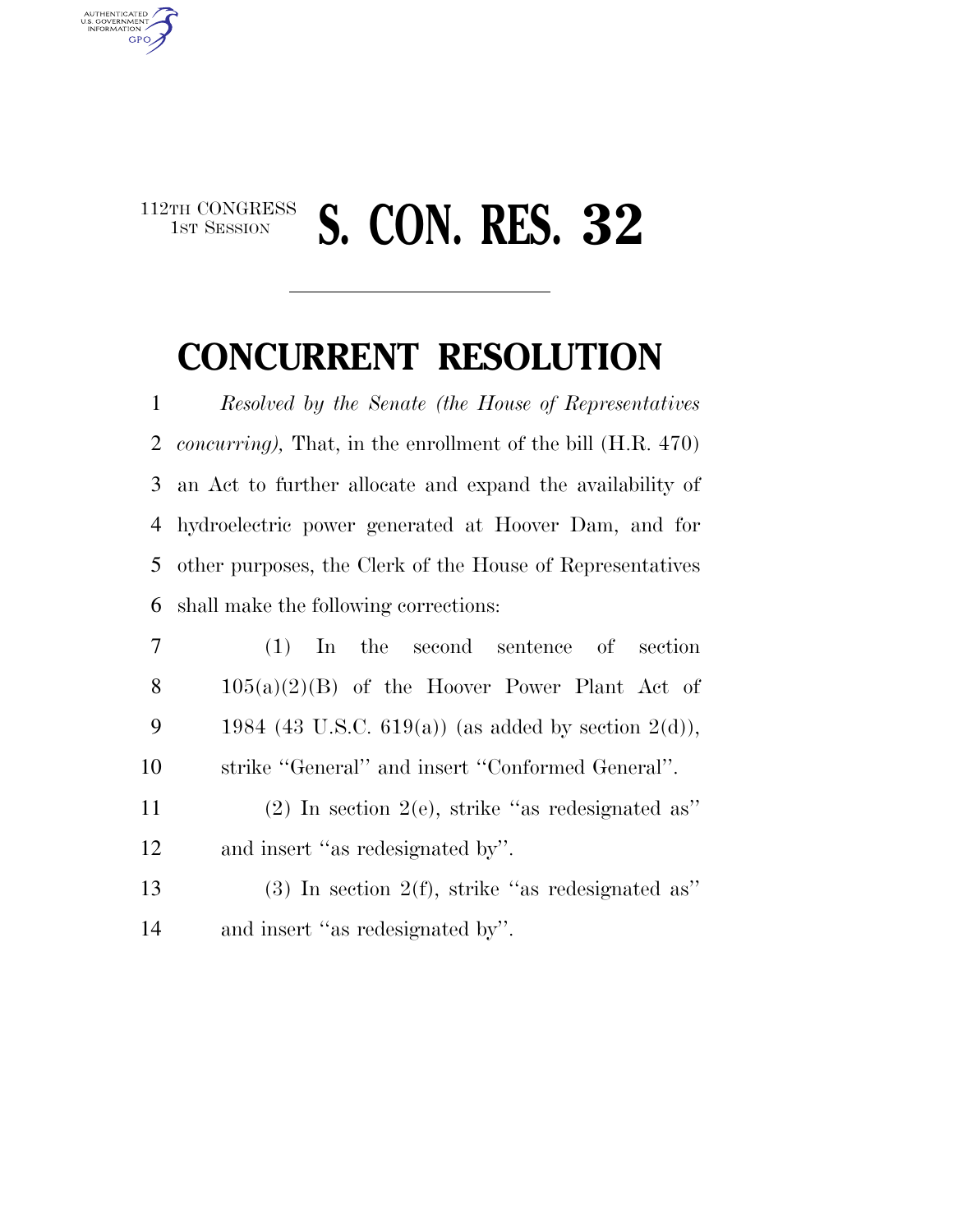112TH CONGRESS
1ST SESSION

# S. CON. RES. 32

---

## CONCURRENT RESOLUTION

*Resolved by the Senate (the House of Representatives concurring),* That, in the enrollment of the bill (H.R. 470) an Act to further allocate and expand the availability of hydroelectric power generated at Hoover Dam, and for other purposes, the Clerk of the House of Representatives shall make the following corrections:

(1) In the second sentence of section 105(a)(2)(B) of the Hoover Power Plant Act of 1984 (43 U.S.C. 619(a)) (as added by section 2(d)), strike "General" and insert "Conformed General".

(2) In section 2(e), strike "as redesignated as" and insert "as redesignated by".

(3) In section 2(f), strike "as redesignated as" and insert "as redesignated by".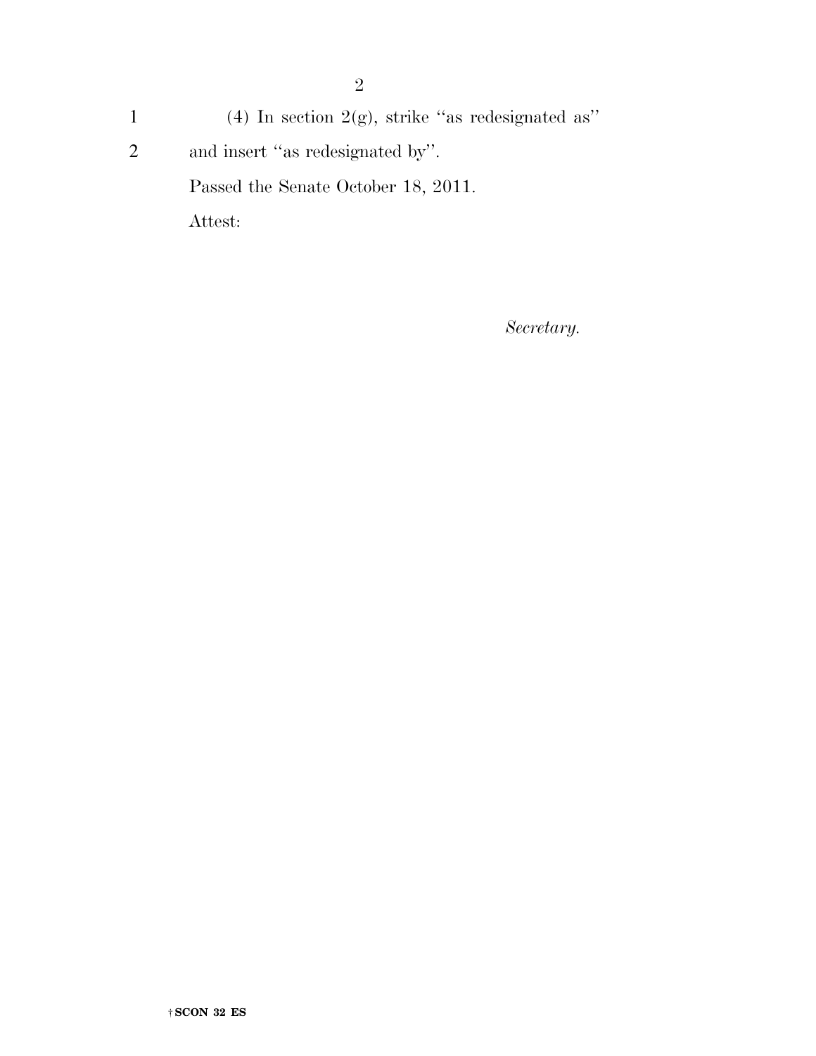(4) In section 2(g), strike "as redesignated as" and insert "as redesignated by".

Passed the Senate October 18, 2011.

Attest:

*Secretary.*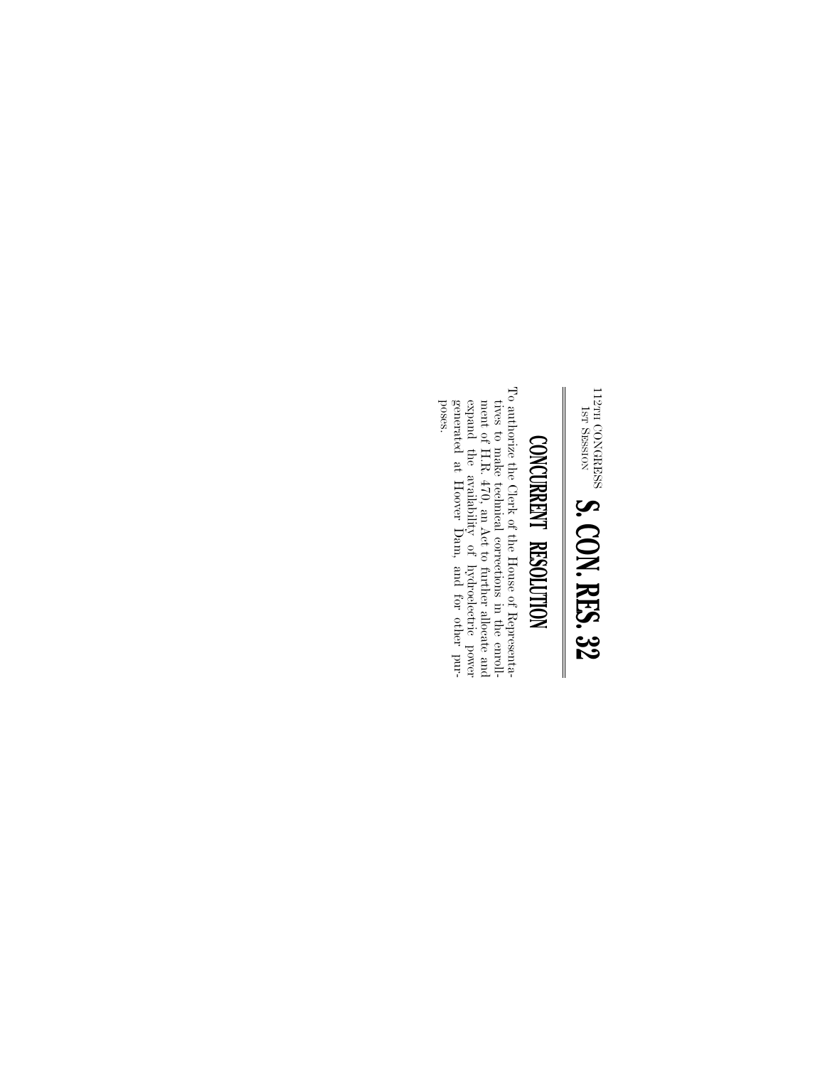112TH CONGRESS
1ST SESSION

# S. CON. RES. 32

## CONCURRENT RESOLUTION

To authorize the Clerk of the House of Representatives to make technical corrections in the enrollment of H.R. 470, an Act to further allocate and expand the availability of hydroelectric power generated at Hoover Dam, and for other purposes.